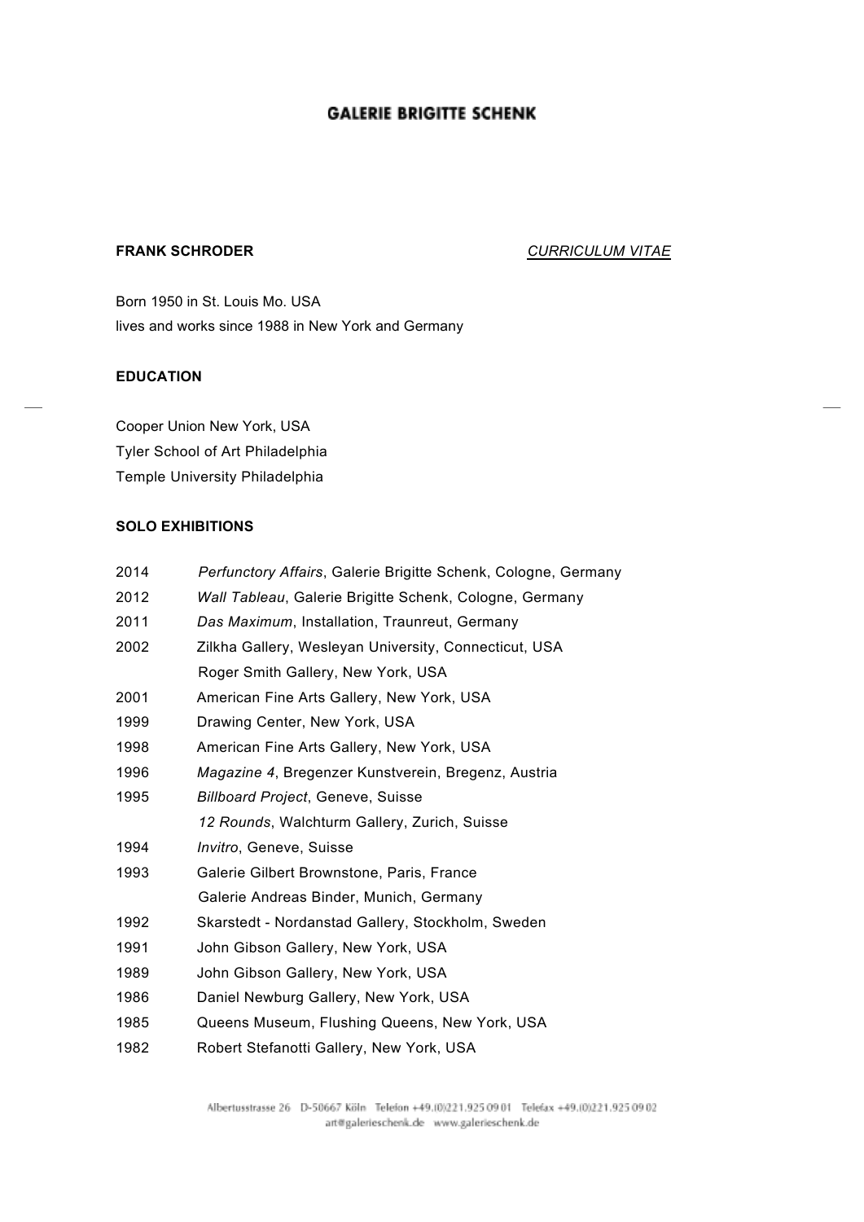**GALERIE BRIGITTE SCHENK**

**FRANK SCHRODER** *CURRICULUM VITAE*

Born 1950 in St. Louis Mo. USA
lives and works since 1988 in New York and Germany

**EDUCATION**

Cooper Union New York, USA
Tyler School of Art Philadelphia
Temple University Philadelphia

**SOLO EXHIBITIONS**

| | |
|---|---|
| 2014 | *Perfunctory Affairs*, Galerie Brigitte Schenk, Cologne, Germany |
| 2012 | *Wall Tableau*, Galerie Brigitte Schenk, Cologne, Germany |
| 2011 | *Das Maximum*, Installation, Traunreut, Germany |
| 2002 | Zilkha Gallery, Wesleyan University, Connecticut, USA |
| | Roger Smith Gallery, New York, USA |
| 2001 | American Fine Arts Gallery, New York, USA |
| 1999 | Drawing Center, New York, USA |
| 1998 | American Fine Arts Gallery, New York, USA |
| 1996 | *Magazine 4*, Bregenzer Kunstverein, Bregenz, Austria |
| 1995 | *Billboard Project*, Geneve, Suisse |
| | *12 Rounds*, Walchturm Gallery, Zurich, Suisse |
| 1994 | *Invitro*, Geneve, Suisse |
| 1993 | Galerie Gilbert Brownstone, Paris, France |
| | Galerie Andreas Binder, Munich, Germany |
| 1992 | Skarstedt - Nordanstad Gallery, Stockholm, Sweden |
| 1991 | John Gibson Gallery, New York, USA |
| 1989 | John Gibson Gallery, New York, USA |
| 1986 | Daniel Newburg Gallery, New York, USA |
| 1985 | Queens Museum, Flushing Queens, New York, USA |
| 1982 | Robert Stefanotti Gallery, New York, USA |

Albertusstrasse 26 D-50667 Köln Telefon +49.(0)221.925 09 01 Telefax +49.(0)221.925 09 02
art@galerieschenk.de www.galerieschenk.de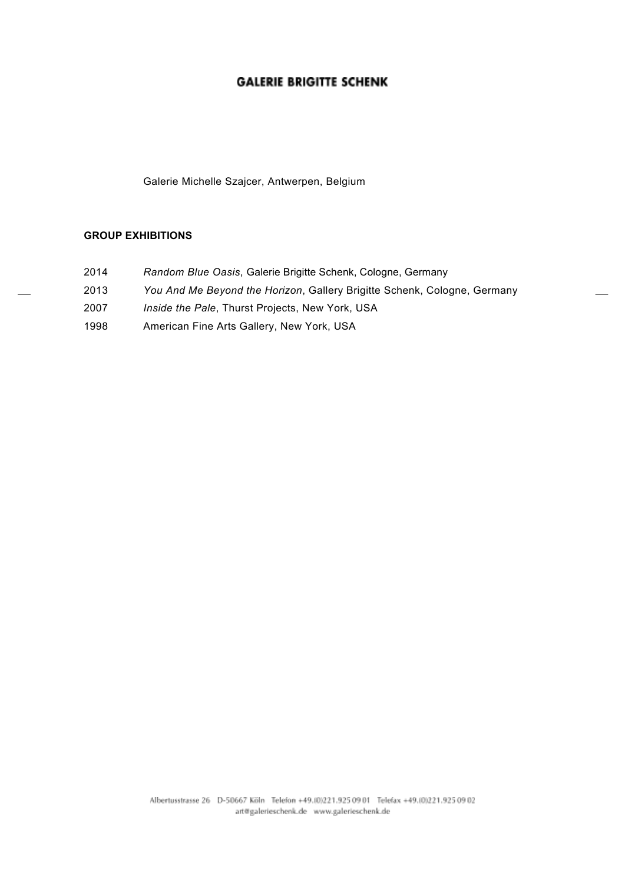Galerie Michelle Szajcer, Antwerpen, Belgium

**GROUP EXHIBITIONS**

| | |
|---|---|
| 2014 | *Random Blue Oasis*, Galerie Brigitte Schenk, Cologne, Germany |
| 2013 | *You And Me Beyond the Horizon*, Gallery Brigitte Schenk, Cologne, Germany |
| 2007 | *Inside the Pale*, Thurst Projects, New York, USA |
| 1998 | American Fine Arts Gallery, New York, USA |